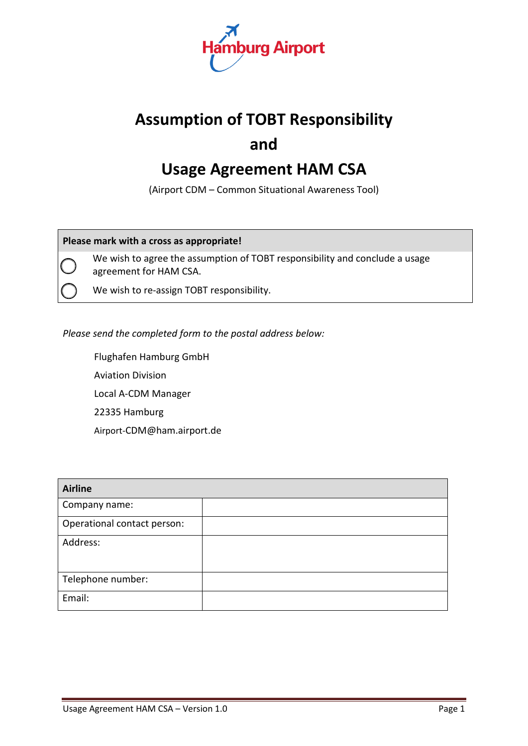Hamburg Airport

# Assumption of TOBT Responsibility

# and

# Usage Agreement HAM CSA

(Airport CDM – Common Situational Awareness Tool)

| **Please mark with a cross as appropriate!** | |
|---|---|
| ◯ | We wish to agree the assumption of TOBT responsibility and conclude a usage agreement for HAM CSA. |
| ◯ | We wish to re-assign TOBT responsibility. |

*Please send the completed form to the postal address below:*

Flughafen Hamburg GmbH
Aviation Division
Local A-CDM Manager
22335 Hamburg
Airport-CDM@ham.airport.de

| **Airline** | |
|---|---|
| Company name: | |
| Operational contact person: | |
| Address: | |
| Telephone number: | |
| Email: | |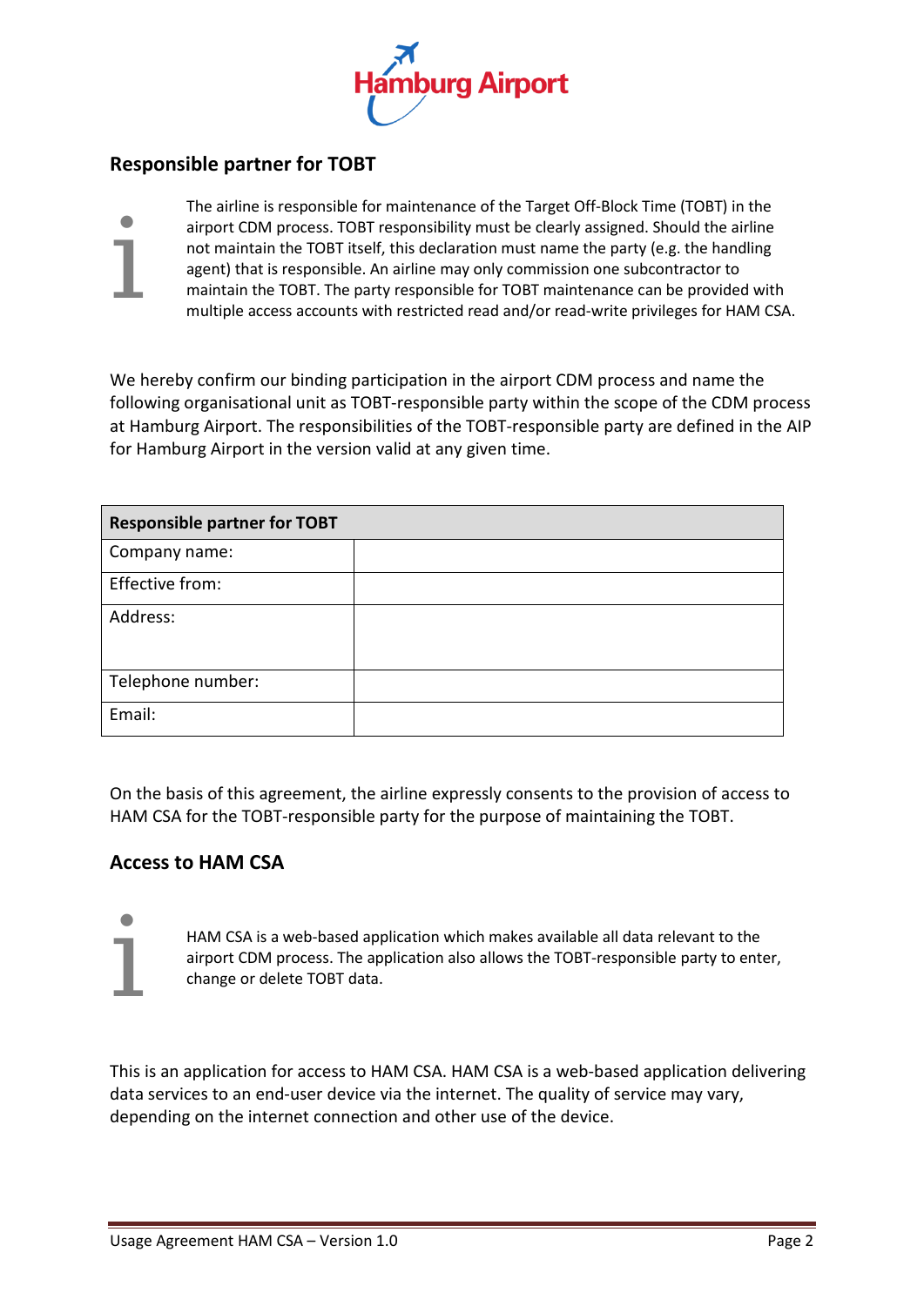## Responsible partner for TOBT

The airline is responsible for maintenance of the Target Off-Block Time (TOBT) in the airport CDM process. TOBT responsibility must be clearly assigned. Should the airline not maintain the TOBT itself, this declaration must name the party (e.g. the handling agent) that is responsible. An airline may only commission one subcontractor to maintain the TOBT. The party responsible for TOBT maintenance can be provided with multiple access accounts with restricted read and/or read-write privileges for HAM CSA.

We hereby confirm our binding participation in the airport CDM process and name the following organisational unit as TOBT-responsible party within the scope of the CDM process at Hamburg Airport. The responsibilities of the TOBT-responsible party are defined in the AIP for Hamburg Airport in the version valid at any given time.

| **Responsible partner for TOBT** | |
|---|---|
| Company name: | |
| Effective from: | |
| Address: | |
| Telephone number: | |
| Email: | |

On the basis of this agreement, the airline expressly consents to the provision of access to HAM CSA for the TOBT-responsible party for the purpose of maintaining the TOBT.

## Access to HAM CSA

HAM CSA is a web-based application which makes available all data relevant to the airport CDM process. The application also allows the TOBT-responsible party to enter, change or delete TOBT data.

This is an application for access to HAM CSA. HAM CSA is a web-based application delivering data services to an end-user device via the internet. The quality of service may vary, depending on the internet connection and other use of the device.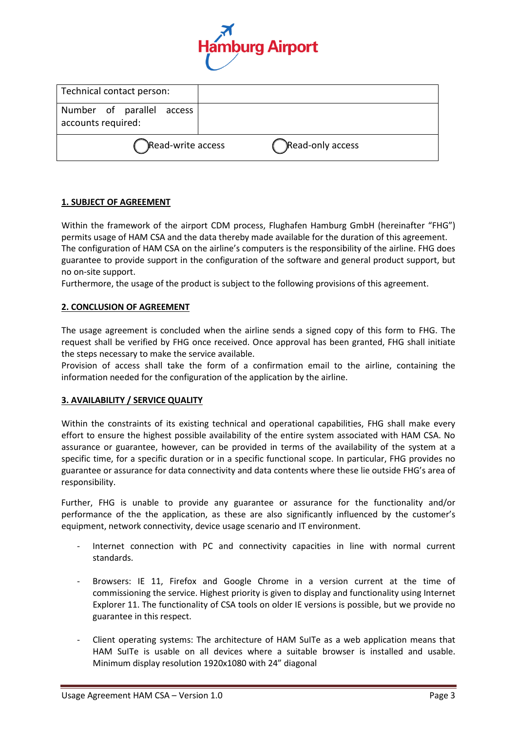| Technical contact person: | |
|---|---|
| Number of parallel access accounts required: | |
| ◯ Read-write access | ◯ Read-only access |

**1. SUBJECT OF AGREEMENT**

Within the framework of the airport CDM process, Flughafen Hamburg GmbH (hereinafter "FHG") permits usage of HAM CSA and the data thereby made available for the duration of this agreement. The configuration of HAM CSA on the airline's computers is the responsibility of the airline. FHG does guarantee to provide support in the configuration of the software and general product support, but no on-site support.
Furthermore, the usage of the product is subject to the following provisions of this agreement.

**2. CONCLUSION OF AGREEMENT**

The usage agreement is concluded when the airline sends a signed copy of this form to FHG. The request shall be verified by FHG once received. Once approval has been granted, FHG shall initiate the steps necessary to make the service available.
Provision of access shall take the form of a confirmation email to the airline, containing the information needed for the configuration of the application by the airline.

**3. AVAILABILITY / SERVICE QUALITY**

Within the constraints of its existing technical and operational capabilities, FHG shall make every effort to ensure the highest possible availability of the entire system associated with HAM CSA. No assurance or guarantee, however, can be provided in terms of the availability of the system at a specific time, for a specific duration or in a specific functional scope. In particular, FHG provides no guarantee or assurance for data connectivity and data contents where these lie outside FHG's area of responsibility.

Further, FHG is unable to provide any guarantee or assurance for the functionality and/or performance of the the application, as these are also significantly influenced by the customer's equipment, network connectivity, device usage scenario and IT environment.

- Internet connection with PC and connectivity capacities in line with normal current standards.

- Browsers: IE 11, Firefox and Google Chrome in a version current at the time of commissioning the service. Highest priority is given to display and functionality using Internet Explorer 11. The functionality of CSA tools on older IE versions is possible, but we provide no guarantee in this respect.

- Client operating systems: The architecture of HAM SuITe as a web application means that HAM SuITe is usable on all devices where a suitable browser is installed and usable. Minimum display resolution 1920x1080 with 24" diagonal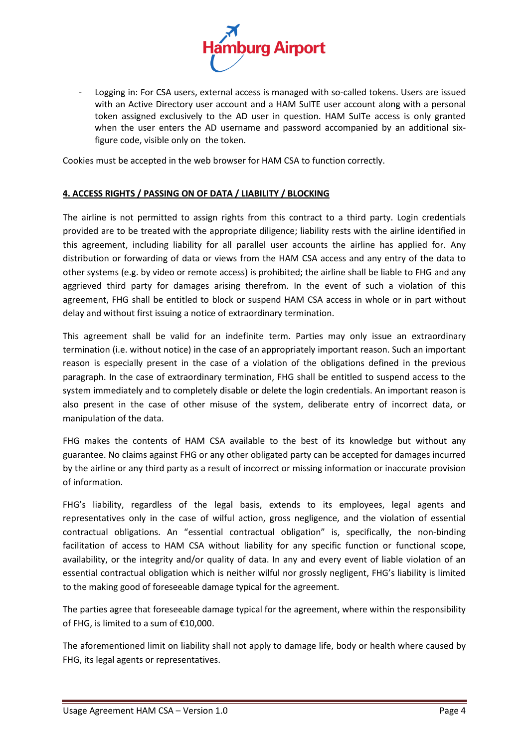- Logging in: For CSA users, external access is managed with so-called tokens. Users are issued with an Active Directory user account and a HAM SuITE user account along with a personal token assigned exclusively to the AD user in question. HAM SuITe access is only granted when the user enters the AD username and password accompanied by an additional six-figure code, visible only on the token.

Cookies must be accepted in the web browser for HAM CSA to function correctly.

## 4. ACCESS RIGHTS / PASSING ON OF DATA / LIABILITY / BLOCKING

The airline is not permitted to assign rights from this contract to a third party. Login credentials provided are to be treated with the appropriate diligence; liability rests with the airline identified in this agreement, including liability for all parallel user accounts the airline has applied for. Any distribution or forwarding of data or views from the HAM CSA access and any entry of the data to other systems (e.g. by video or remote access) is prohibited; the airline shall be liable to FHG and any aggrieved third party for damages arising therefrom. In the event of such a violation of this agreement, FHG shall be entitled to block or suspend HAM CSA access in whole or in part without delay and without first issuing a notice of extraordinary termination.

This agreement shall be valid for an indefinite term. Parties may only issue an extraordinary termination (i.e. without notice) in the case of an appropriately important reason. Such an important reason is especially present in the case of a violation of the obligations defined in the previous paragraph. In the case of extraordinary termination, FHG shall be entitled to suspend access to the system immediately and to completely disable or delete the login credentials. An important reason is also present in the case of other misuse of the system, deliberate entry of incorrect data, or manipulation of the data.

FHG makes the contents of HAM CSA available to the best of its knowledge but without any guarantee. No claims against FHG or any other obligated party can be accepted for damages incurred by the airline or any third party as a result of incorrect or missing information or inaccurate provision of information.

FHG's liability, regardless of the legal basis, extends to its employees, legal agents and representatives only in the case of wilful action, gross negligence, and the violation of essential contractual obligations. An "essential contractual obligation" is, specifically, the non-binding facilitation of access to HAM CSA without liability for any specific function or functional scope, availability, or the integrity and/or quality of data. In any and every event of liable violation of an essential contractual obligation which is neither wilful nor grossly negligent, FHG's liability is limited to the making good of foreseeable damage typical for the agreement.

The parties agree that foreseeable damage typical for the agreement, where within the responsibility of FHG, is limited to a sum of €10,000.

The aforementioned limit on liability shall not apply to damage life, body or health where caused by FHG, its legal agents or representatives.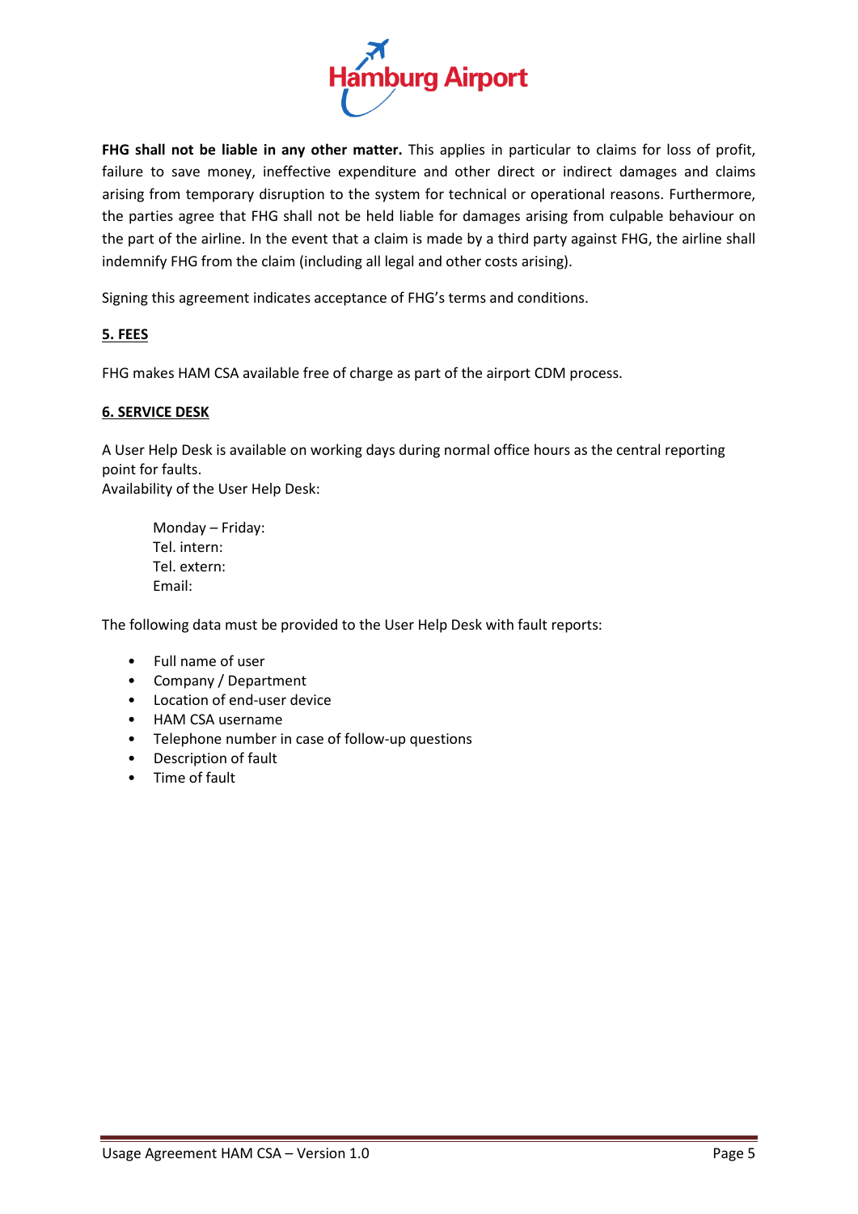**FHG shall not be liable in any other matter.** This applies in particular to claims for loss of profit, failure to save money, ineffective expenditure and other direct or indirect damages and claims arising from temporary disruption to the system for technical or operational reasons. Furthermore, the parties agree that FHG shall not be held liable for damages arising from culpable behaviour on the part of the airline. In the event that a claim is made by a third party against FHG, the airline shall indemnify FHG from the claim (including all legal and other costs arising).

Signing this agreement indicates acceptance of FHG's terms and conditions.

## 5. FEES

FHG makes HAM CSA available free of charge as part of the airport CDM process.

## 6. SERVICE DESK

A User Help Desk is available on working days during normal office hours as the central reporting point for faults.
Availability of the User Help Desk:

Monday – Friday:
Tel. intern:
Tel. extern:
Email:

The following data must be provided to the User Help Desk with fault reports:

- Full name of user
- Company / Department
- Location of end-user device
- HAM CSA username
- Telephone number in case of follow-up questions
- Description of fault
- Time of fault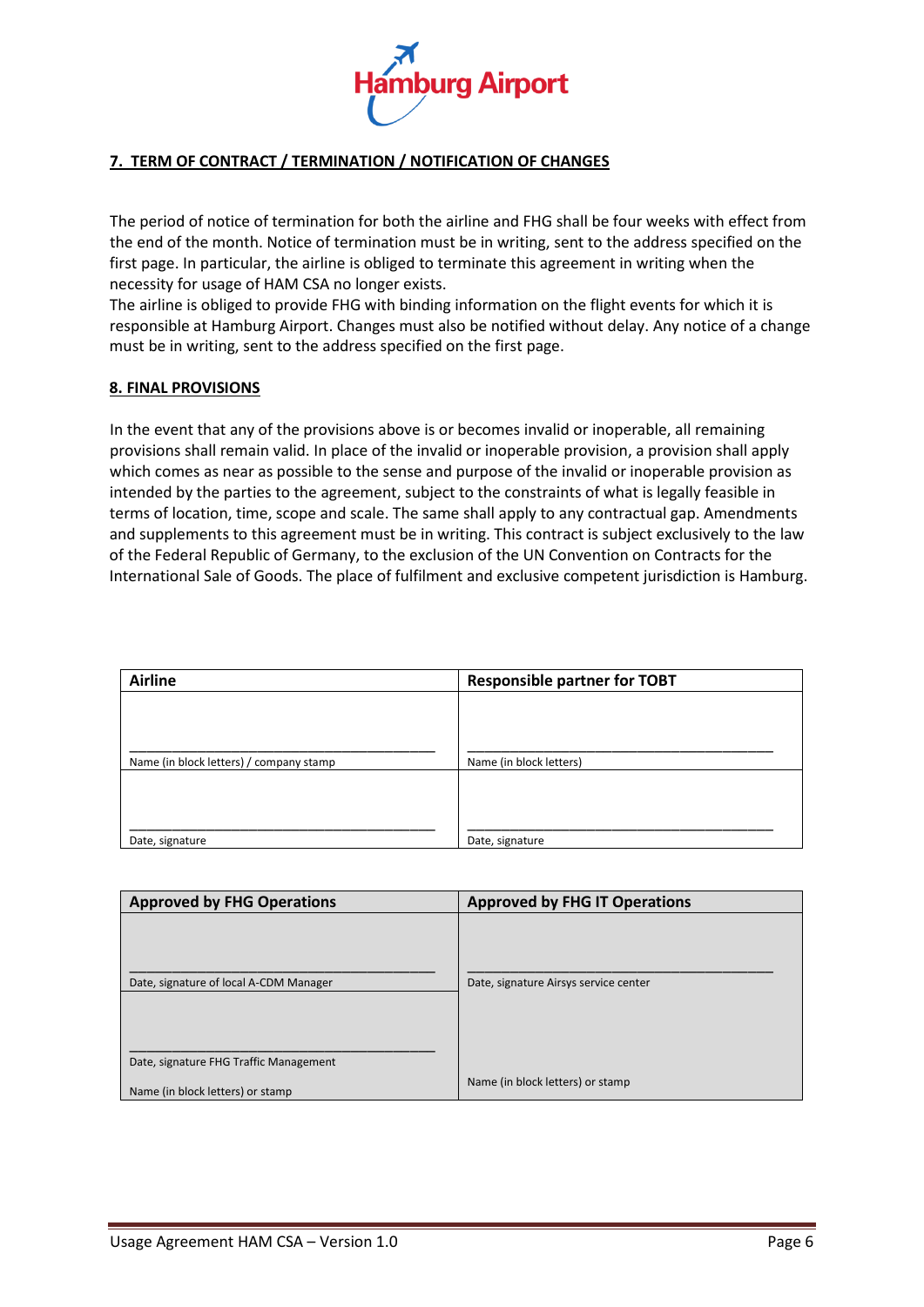## 7. TERM OF CONTRACT / TERMINATION / NOTIFICATION OF CHANGES

The period of notice of termination for both the airline and FHG shall be four weeks with effect from the end of the month. Notice of termination must be in writing, sent to the address specified on the first page. In particular, the airline is obliged to terminate this agreement in writing when the necessity for usage of HAM CSA no longer exists.
The airline is obliged to provide FHG with binding information on the flight events for which it is responsible at Hamburg Airport. Changes must also be notified without delay. Any notice of a change must be in writing, sent to the address specified on the first page.

## 8. FINAL PROVISIONS

In the event that any of the provisions above is or becomes invalid or inoperable, all remaining provisions shall remain valid. In place of the invalid or inoperable provision, a provision shall apply which comes as near as possible to the sense and purpose of the invalid or inoperable provision as intended by the parties to the agreement, subject to the constraints of what is legally feasible in terms of location, time, scope and scale. The same shall apply to any contractual gap. Amendments and supplements to this agreement must be in writing. This contract is subject exclusively to the law of the Federal Republic of Germany, to the exclusion of the UN Convention on Contracts for the International Sale of Goods. The place of fulfilment and exclusive competent jurisdiction is Hamburg.

| Airline | Responsible partner for TOBT |
|---|---|
| ______________________________ Name (in block letters) / company stamp | ______________________________ Name (in block letters) |
| ______________________________ Date, signature | ______________________________ Date, signature |

| Approved by FHG Operations | Approved by FHG IT Operations |
|---|---|
| ______________________________ Date, signature of local A-CDM Manager | ______________________________ Date, signature Airsys service center |
| ______________________________ Date, signature FHG Traffic Management<br>Name (in block letters) or stamp | Name (in block letters) or stamp |